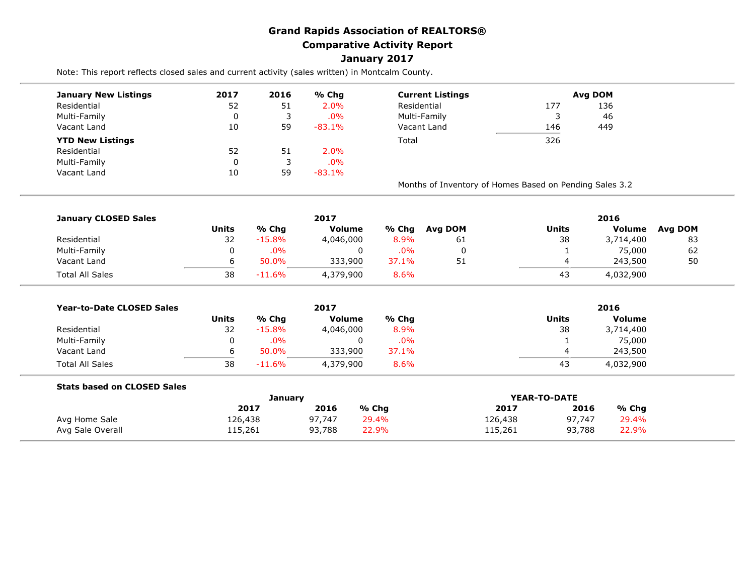# Grand Rapids Association of REALTORS®
## Comparative Activity Report
## January 2017

Note: This report reflects closed sales and current activity (sales written) in Montcalm County.

| January New Listings | 2017 | 2016 | % Chg |
|---|---|---|---|
| Residential | 52 | 51 | 2.0% |
| Multi-Family | 0 | 3 | .0% |
| Vacant Land | 10 | 59 | -83.1% |
| **YTD New Listings** | | | |
| Residential | 52 | 51 | 2.0% |
| Multi-Family | 0 | 3 | .0% |
| Vacant Land | 10 | 59 | -83.1% |

| Current Listings | | Avg DOM |
|---|---|---|
| Residential | 177 | 136 |
| Multi-Family | 3 | 46 |
| Vacant Land | 146 | 449 |
| Total | 326 | |

Months of Inventory of Homes Based on Pending Sales 3.2

| January CLOSED Sales | 2017 Units | % Chg | 2017 Volume | % Chg | Avg DOM | 2016 Units | 2016 Volume | Avg DOM |
|---|---|---|---|---|---|---|---|---|
| Residential | 32 | -15.8% | 4,046,000 | 8.9% | 61 | 38 | 3,714,400 | 83 |
| Multi-Family | 0 | .0% | 0 | .0% | 0 | 1 | 75,000 | 62 |
| Vacant Land | 6 | 50.0% | 333,900 | 37.1% | 51 | 4 | 243,500 | 50 |
| Total All Sales | 38 | -11.6% | 4,379,900 | 8.6% | | 43 | 4,032,900 | |

| Year-to-Date CLOSED Sales | 2017 Units | % Chg | 2017 Volume | % Chg | 2016 Units | 2016 Volume |
|---|---|---|---|---|---|---|
| Residential | 32 | -15.8% | 4,046,000 | 8.9% | 38 | 3,714,400 |
| Multi-Family | 0 | .0% | 0 | .0% | 1 | 75,000 |
| Vacant Land | 6 | 50.0% | 333,900 | 37.1% | 4 | 243,500 |
| Total All Sales | 38 | -11.6% | 4,379,900 | 8.6% | 43 | 4,032,900 |

**Stats based on CLOSED Sales**

| | January | | | YEAR-TO-DATE | | |
|---|---|---|---|---|---|---|
| | 2017 | 2016 | % Chg | 2017 | 2016 | % Chg |
| Avg Home Sale | 126,438 | 97,747 | 29.4% | 126,438 | 97,747 | 29.4% |
| Avg Sale Overall | 115,261 | 93,788 | 22.9% | 115,261 | 93,788 | 22.9% |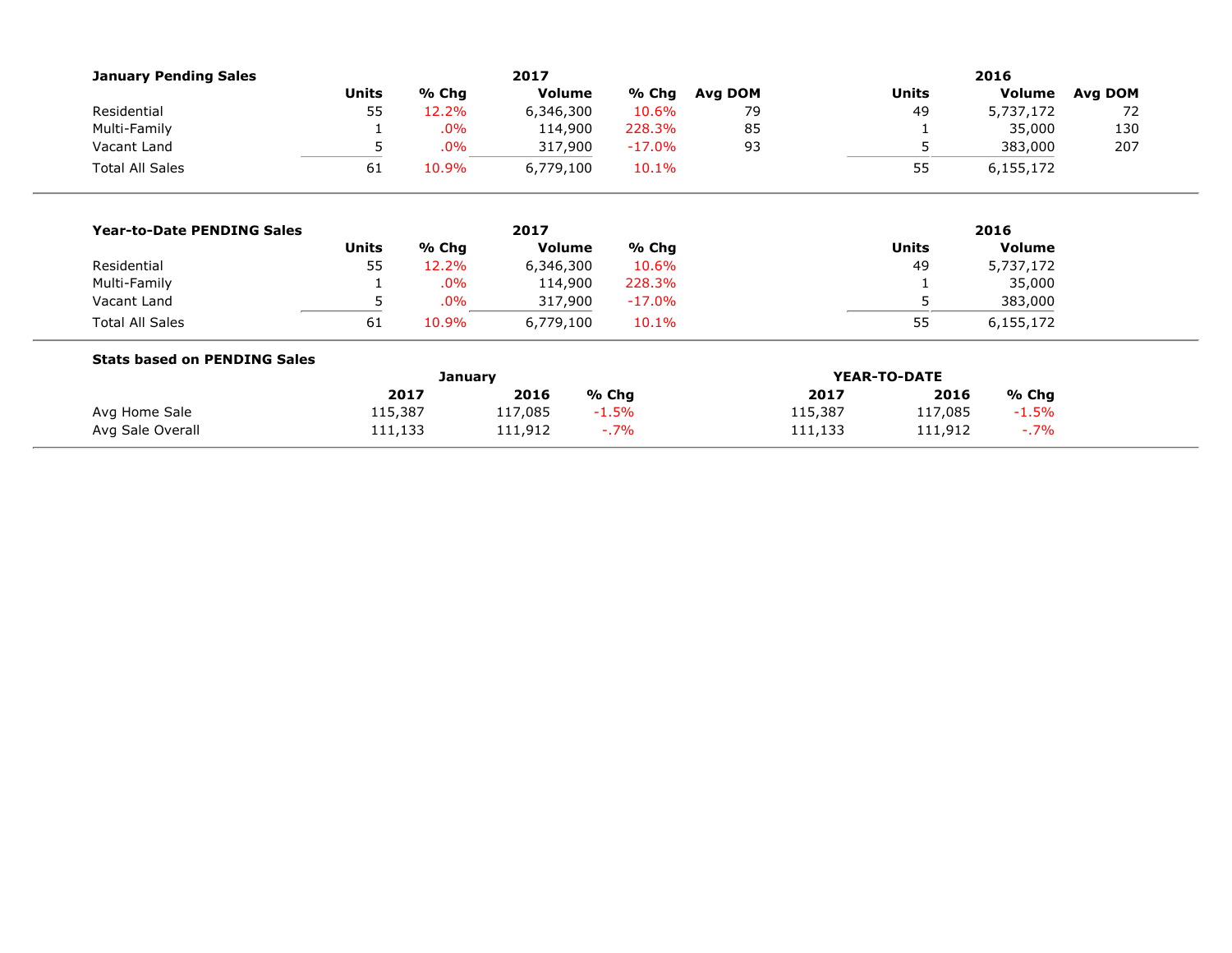**January Pending Sales**

| | 2017 | | | | | 2016 | | |
|---|---|---|---|---|---|---|---|---|
| | Units | % Chg | Volume | % Chg | Avg DOM | Units | Volume | Avg DOM |
| Residential | 55 | 12.2% | 6,346,300 | 10.6% | 79 | 49 | 5,737,172 | 72 |
| Multi-Family | 1 | .0% | 114,900 | 228.3% | 85 | 1 | 35,000 | 130 |
| Vacant Land | 5 | .0% | 317,900 | -17.0% | 93 | 5 | 383,000 | 207 |
| Total All Sales | 61 | 10.9% | 6,779,100 | 10.1% | | 55 | 6,155,172 | |

**Year-to-Date PENDING Sales**

| | 2017 | | | | 2016 | |
|---|---|---|---|---|---|---|
| | Units | % Chg | Volume | % Chg | Units | Volume |
| Residential | 55 | 12.2% | 6,346,300 | 10.6% | 49 | 5,737,172 |
| Multi-Family | 1 | .0% | 114,900 | 228.3% | 1 | 35,000 |
| Vacant Land | 5 | .0% | 317,900 | -17.0% | 5 | 383,000 |
| Total All Sales | 61 | 10.9% | 6,779,100 | 10.1% | 55 | 6,155,172 |

**Stats based on PENDING Sales**

| | January | | | YEAR-TO-DATE | | |
|---|---|---|---|---|---|---|
| | 2017 | 2016 | % Chg | 2017 | 2016 | % Chg |
| Avg Home Sale | 115,387 | 117,085 | -1.5% | 115,387 | 117,085 | -1.5% |
| Avg Sale Overall | 111,133 | 111,912 | -.7% | 111,133 | 111,912 | -.7% |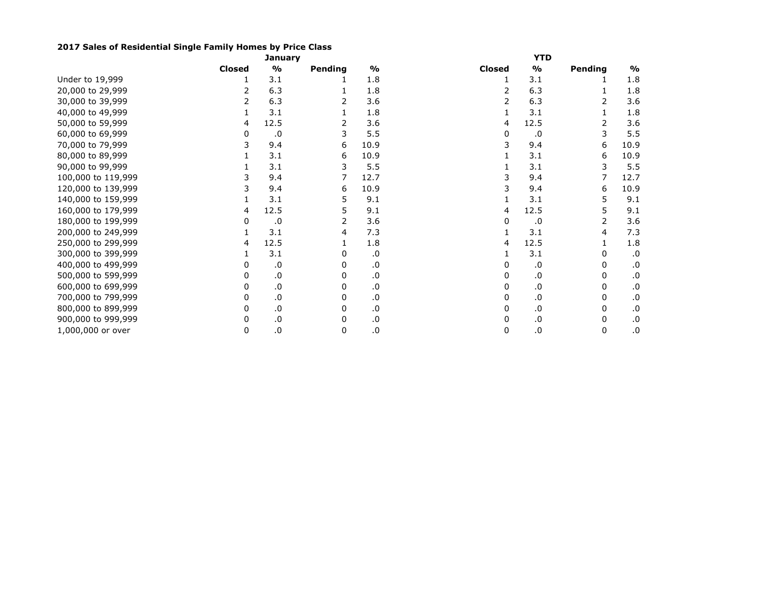**2017 Sales of Residential Single Family Homes by Price Class**

| | January | | | | YTD | | | |
|---|---|---|---|---|---|---|---|---|
| | **Closed** | **%** | **Pending** | **%** | **Closed** | **%** | **Pending** | **%** |
| Under to 19,999 | 1 | 3.1 | 1 | 1.8 | 1 | 3.1 | 1 | 1.8 |
| 20,000 to 29,999 | 2 | 6.3 | 1 | 1.8 | 2 | 6.3 | 1 | 1.8 |
| 30,000 to 39,999 | 2 | 6.3 | 2 | 3.6 | 2 | 6.3 | 2 | 3.6 |
| 40,000 to 49,999 | 1 | 3.1 | 1 | 1.8 | 1 | 3.1 | 1 | 1.8 |
| 50,000 to 59,999 | 4 | 12.5 | 2 | 3.6 | 4 | 12.5 | 2 | 3.6 |
| 60,000 to 69,999 | 0 | .0 | 3 | 5.5 | 0 | .0 | 3 | 5.5 |
| 70,000 to 79,999 | 3 | 9.4 | 6 | 10.9 | 3 | 9.4 | 6 | 10.9 |
| 80,000 to 89,999 | 1 | 3.1 | 6 | 10.9 | 1 | 3.1 | 6 | 10.9 |
| 90,000 to 99,999 | 1 | 3.1 | 3 | 5.5 | 1 | 3.1 | 3 | 5.5 |
| 100,000 to 119,999 | 3 | 9.4 | 7 | 12.7 | 3 | 9.4 | 7 | 12.7 |
| 120,000 to 139,999 | 3 | 9.4 | 6 | 10.9 | 3 | 9.4 | 6 | 10.9 |
| 140,000 to 159,999 | 1 | 3.1 | 5 | 9.1 | 1 | 3.1 | 5 | 9.1 |
| 160,000 to 179,999 | 4 | 12.5 | 5 | 9.1 | 4 | 12.5 | 5 | 9.1 |
| 180,000 to 199,999 | 0 | .0 | 2 | 3.6 | 0 | .0 | 2 | 3.6 |
| 200,000 to 249,999 | 1 | 3.1 | 4 | 7.3 | 1 | 3.1 | 4 | 7.3 |
| 250,000 to 299,999 | 4 | 12.5 | 1 | 1.8 | 4 | 12.5 | 1 | 1.8 |
| 300,000 to 399,999 | 1 | 3.1 | 0 | .0 | 1 | 3.1 | 0 | .0 |
| 400,000 to 499,999 | 0 | .0 | 0 | .0 | 0 | .0 | 0 | .0 |
| 500,000 to 599,999 | 0 | .0 | 0 | .0 | 0 | .0 | 0 | .0 |
| 600,000 to 699,999 | 0 | .0 | 0 | .0 | 0 | .0 | 0 | .0 |
| 700,000 to 799,999 | 0 | .0 | 0 | .0 | 0 | .0 | 0 | .0 |
| 800,000 to 899,999 | 0 | .0 | 0 | .0 | 0 | .0 | 0 | .0 |
| 900,000 to 999,999 | 0 | .0 | 0 | .0 | 0 | .0 | 0 | .0 |
| 1,000,000 or over | 0 | .0 | 0 | .0 | 0 | .0 | 0 | .0 |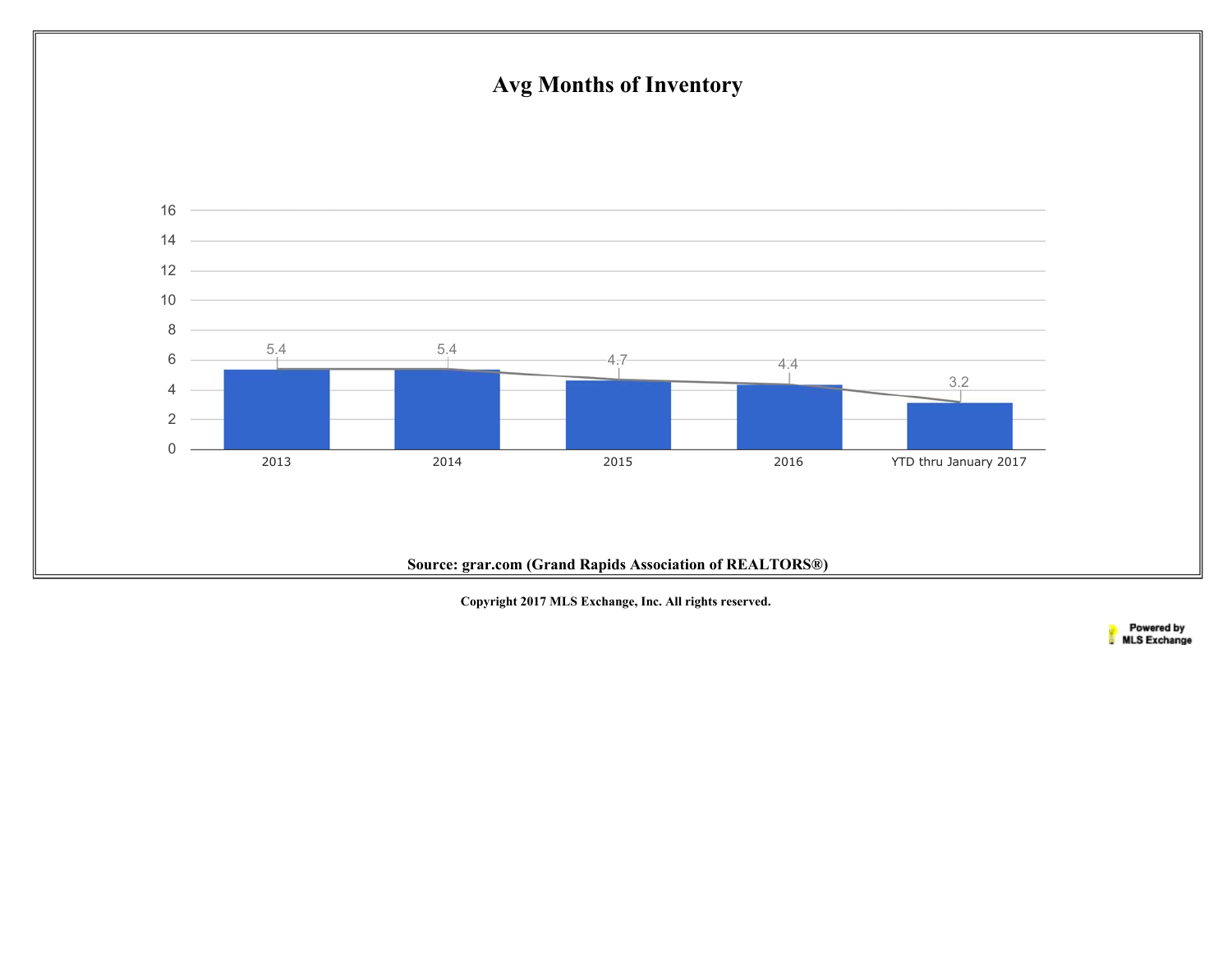## Avg Months of Inventory

16
14
12
10
8
6
4
2
0

5.4
5.4
4.7
4.4
3.2

2013
2014
2015
2016
YTD thru January 2017

**Source: grar.com (Grand Rapids Association of REALTORS®)**

**Copyright 2017 MLS Exchange, Inc. All rights reserved.**

Powered by MLS Exchange